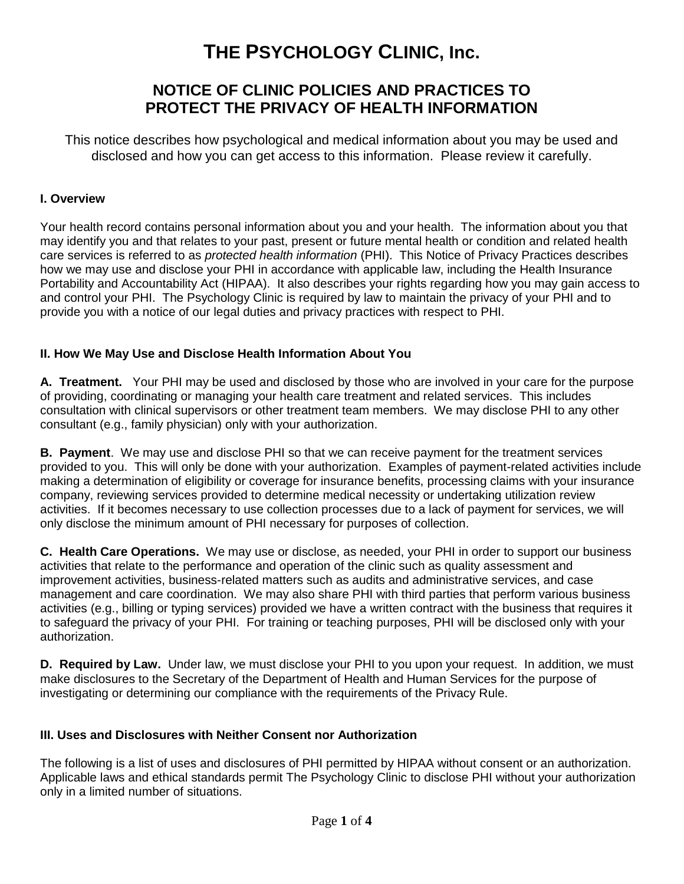# THE PSYCHOLOGY CLINIC, Inc.

## NOTICE OF CLINIC POLICIES AND PRACTICES TO PROTECT THE PRIVACY OF HEALTH INFORMATION

This notice describes how psychological and medical information about you may be used and disclosed and how you can get access to this information. Please review it carefully.

### I. Overview

Your health record contains personal information about you and your health. The information about you that may identify you and that relates to your past, present or future mental health or condition and related health care services is referred to as *protected health information* (PHI). This Notice of Privacy Practices describes how we may use and disclose your PHI in accordance with applicable law, including the Health Insurance Portability and Accountability Act (HIPAA). It also describes your rights regarding how you may gain access to and control your PHI. The Psychology Clinic is required by law to maintain the privacy of your PHI and to provide you with a notice of our legal duties and privacy practices with respect to PHI.

### II. How We May Use and Disclose Health Information About You

**A. Treatment.** Your PHI may be used and disclosed by those who are involved in your care for the purpose of providing, coordinating or managing your health care treatment and related services. This includes consultation with clinical supervisors or other treatment team members. We may disclose PHI to any other consultant (e.g., family physician) only with your authorization.

**B. Payment**. We may use and disclose PHI so that we can receive payment for the treatment services provided to you. This will only be done with your authorization. Examples of payment-related activities include making a determination of eligibility or coverage for insurance benefits, processing claims with your insurance company, reviewing services provided to determine medical necessity or undertaking utilization review activities. If it becomes necessary to use collection processes due to a lack of payment for services, we will only disclose the minimum amount of PHI necessary for purposes of collection.

**C. Health Care Operations.** We may use or disclose, as needed, your PHI in order to support our business activities that relate to the performance and operation of the clinic such as quality assessment and improvement activities, business-related matters such as audits and administrative services, and case management and care coordination. We may also share PHI with third parties that perform various business activities (e.g., billing or typing services) provided we have a written contract with the business that requires it to safeguard the privacy of your PHI. For training or teaching purposes, PHI will be disclosed only with your authorization.

**D. Required by Law.** Under law, we must disclose your PHI to you upon your request. In addition, we must make disclosures to the Secretary of the Department of Health and Human Services for the purpose of investigating or determining our compliance with the requirements of the Privacy Rule.

### III. Uses and Disclosures with Neither Consent nor Authorization

The following is a list of uses and disclosures of PHI permitted by HIPAA without consent or an authorization. Applicable laws and ethical standards permit The Psychology Clinic to disclose PHI without your authorization only in a limited number of situations.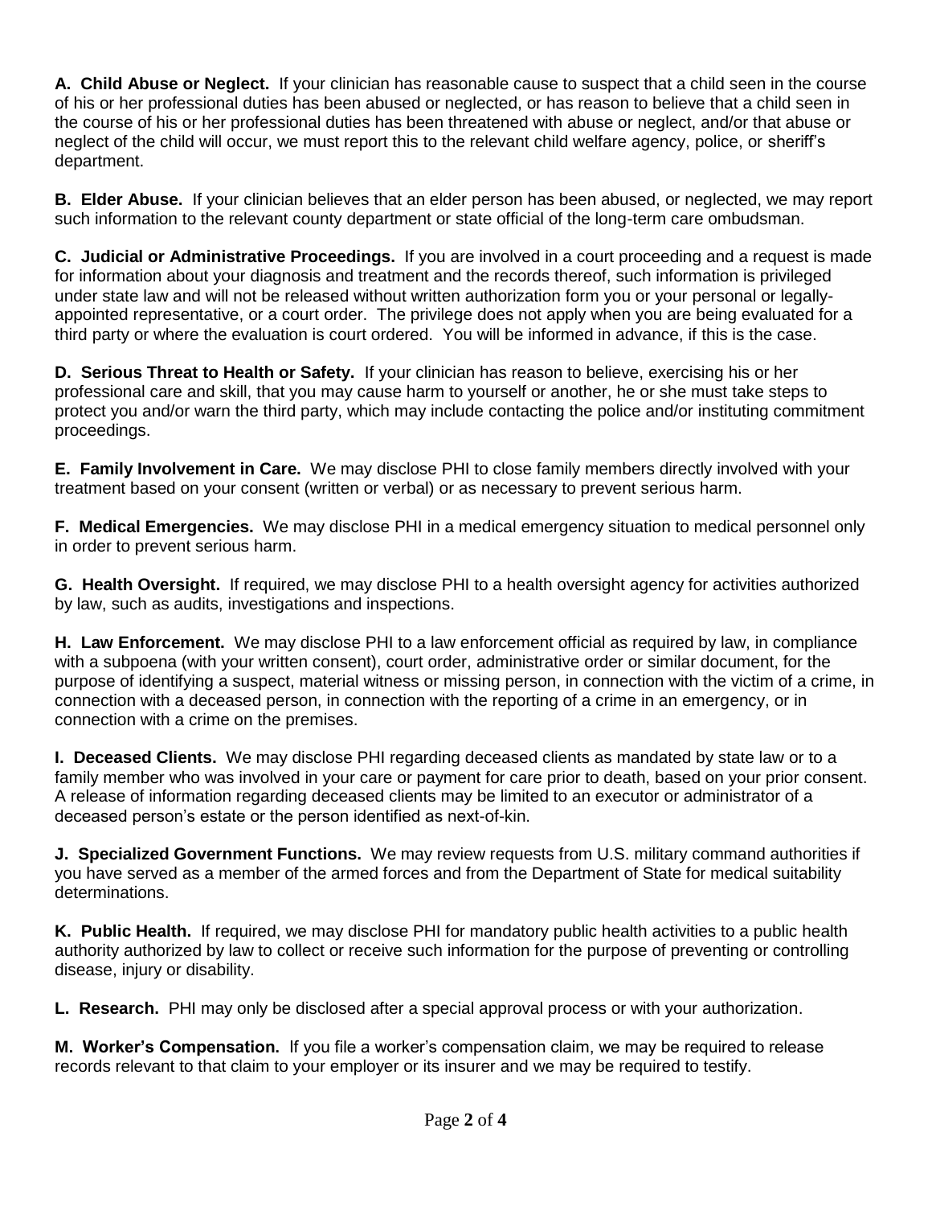**A. Child Abuse or Neglect.** If your clinician has reasonable cause to suspect that a child seen in the course of his or her professional duties has been abused or neglected, or has reason to believe that a child seen in the course of his or her professional duties has been threatened with abuse or neglect, and/or that abuse or neglect of the child will occur, we must report this to the relevant child welfare agency, police, or sheriff's department.

**B. Elder Abuse.** If your clinician believes that an elder person has been abused, or neglected, we may report such information to the relevant county department or state official of the long-term care ombudsman.

**C. Judicial or Administrative Proceedings.** If you are involved in a court proceeding and a request is made for information about your diagnosis and treatment and the records thereof, such information is privileged under state law and will not be released without written authorization form you or your personal or legally-appointed representative, or a court order. The privilege does not apply when you are being evaluated for a third party or where the evaluation is court ordered. You will be informed in advance, if this is the case.

**D. Serious Threat to Health or Safety.** If your clinician has reason to believe, exercising his or her professional care and skill, that you may cause harm to yourself or another, he or she must take steps to protect you and/or warn the third party, which may include contacting the police and/or instituting commitment proceedings.

**E. Family Involvement in Care.** We may disclose PHI to close family members directly involved with your treatment based on your consent (written or verbal) or as necessary to prevent serious harm.

**F. Medical Emergencies.** We may disclose PHI in a medical emergency situation to medical personnel only in order to prevent serious harm.

**G. Health Oversight.** If required, we may disclose PHI to a health oversight agency for activities authorized by law, such as audits, investigations and inspections.

**H. Law Enforcement.** We may disclose PHI to a law enforcement official as required by law, in compliance with a subpoena (with your written consent), court order, administrative order or similar document, for the purpose of identifying a suspect, material witness or missing person, in connection with the victim of a crime, in connection with a deceased person, in connection with the reporting of a crime in an emergency, or in connection with a crime on the premises.

**I. Deceased Clients.** We may disclose PHI regarding deceased clients as mandated by state law or to a family member who was involved in your care or payment for care prior to death, based on your prior consent. A release of information regarding deceased clients may be limited to an executor or administrator of a deceased person's estate or the person identified as next-of-kin.

**J. Specialized Government Functions.** We may review requests from U.S. military command authorities if you have served as a member of the armed forces and from the Department of State for medical suitability determinations.

**K. Public Health.** If required, we may disclose PHI for mandatory public health activities to a public health authority authorized by law to collect or receive such information for the purpose of preventing or controlling disease, injury or disability.

**L. Research.** PHI may only be disclosed after a special approval process or with your authorization.

**M. Worker's Compensation.** If you file a worker's compensation claim, we may be required to release records relevant to that claim to your employer or its insurer and we may be required to testify.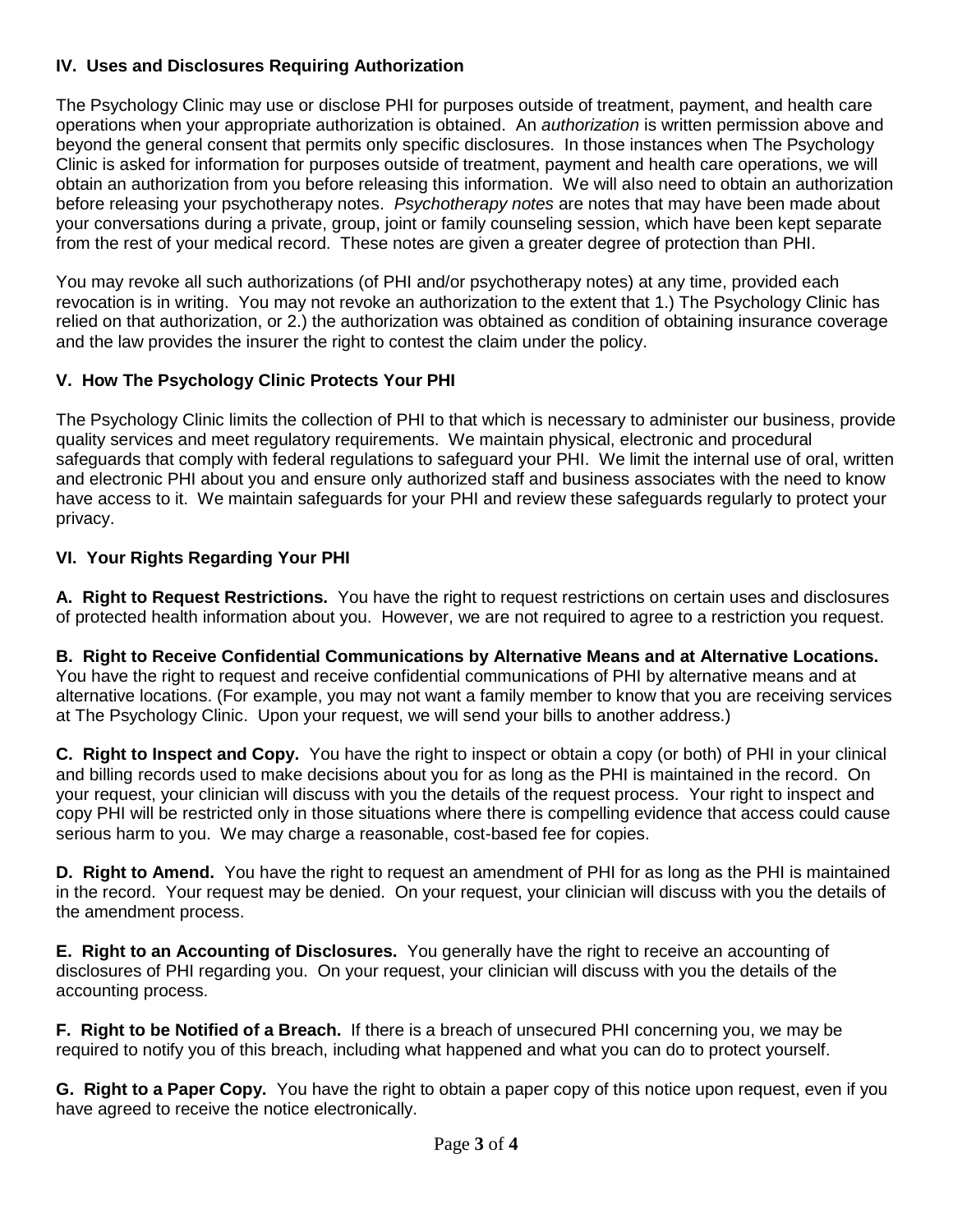### IV. Uses and Disclosures Requiring Authorization

The Psychology Clinic may use or disclose PHI for purposes outside of treatment, payment, and health care operations when your appropriate authorization is obtained. An *authorization* is written permission above and beyond the general consent that permits only specific disclosures. In those instances when The Psychology Clinic is asked for information for purposes outside of treatment, payment and health care operations, we will obtain an authorization from you before releasing this information. We will also need to obtain an authorization before releasing your psychotherapy notes. *Psychotherapy notes* are notes that may have been made about your conversations during a private, group, joint or family counseling session, which have been kept separate from the rest of your medical record. These notes are given a greater degree of protection than PHI.

You may revoke all such authorizations (of PHI and/or psychotherapy notes) at any time, provided each revocation is in writing. You may not revoke an authorization to the extent that 1.) The Psychology Clinic has relied on that authorization, or 2.) the authorization was obtained as condition of obtaining insurance coverage and the law provides the insurer the right to contest the claim under the policy.

### V. How The Psychology Clinic Protects Your PHI

The Psychology Clinic limits the collection of PHI to that which is necessary to administer our business, provide quality services and meet regulatory requirements. We maintain physical, electronic and procedural safeguards that comply with federal regulations to safeguard your PHI. We limit the internal use of oral, written and electronic PHI about you and ensure only authorized staff and business associates with the need to know have access to it. We maintain safeguards for your PHI and review these safeguards regularly to protect your privacy.

### VI. Your Rights Regarding Your PHI

**A. Right to Request Restrictions.** You have the right to request restrictions on certain uses and disclosures of protected health information about you. However, we are not required to agree to a restriction you request.

**B. Right to Receive Confidential Communications by Alternative Means and at Alternative Locations.** You have the right to request and receive confidential communications of PHI by alternative means and at alternative locations. (For example, you may not want a family member to know that you are receiving services at The Psychology Clinic. Upon your request, we will send your bills to another address.)

**C. Right to Inspect and Copy.** You have the right to inspect or obtain a copy (or both) of PHI in your clinical and billing records used to make decisions about you for as long as the PHI is maintained in the record. On your request, your clinician will discuss with you the details of the request process. Your right to inspect and copy PHI will be restricted only in those situations where there is compelling evidence that access could cause serious harm to you. We may charge a reasonable, cost-based fee for copies.

**D. Right to Amend.** You have the right to request an amendment of PHI for as long as the PHI is maintained in the record. Your request may be denied. On your request, your clinician will discuss with you the details of the amendment process.

**E. Right to an Accounting of Disclosures.** You generally have the right to receive an accounting of disclosures of PHI regarding you. On your request, your clinician will discuss with you the details of the accounting process.

**F. Right to be Notified of a Breach.** If there is a breach of unsecured PHI concerning you, we may be required to notify you of this breach, including what happened and what you can do to protect yourself.

**G. Right to a Paper Copy.** You have the right to obtain a paper copy of this notice upon request, even if you have agreed to receive the notice electronically.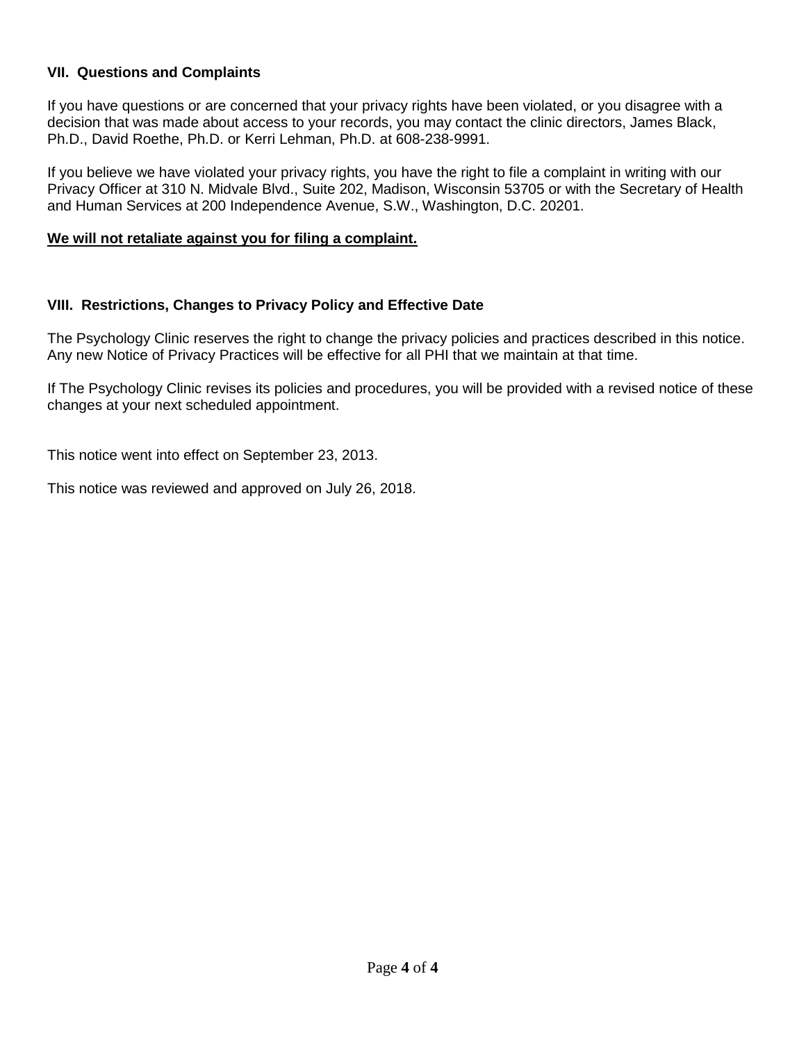### VII. Questions and Complaints

If you have questions or are concerned that your privacy rights have been violated, or you disagree with a decision that was made about access to your records, you may contact the clinic directors, James Black, Ph.D., David Roethe, Ph.D. or Kerri Lehman, Ph.D. at 608-238-9991.

If you believe we have violated your privacy rights, you have the right to file a complaint in writing with our Privacy Officer at 310 N. Midvale Blvd., Suite 202, Madison, Wisconsin 53705 or with the Secretary of Health and Human Services at 200 Independence Avenue, S.W., Washington, D.C. 20201.

**We will not retaliate against you for filing a complaint.**

### VIII. Restrictions, Changes to Privacy Policy and Effective Date

The Psychology Clinic reserves the right to change the privacy policies and practices described in this notice. Any new Notice of Privacy Practices will be effective for all PHI that we maintain at that time.

If The Psychology Clinic revises its policies and procedures, you will be provided with a revised notice of these changes at your next scheduled appointment.

This notice went into effect on September 23, 2013.

This notice was reviewed and approved on July 26, 2018.